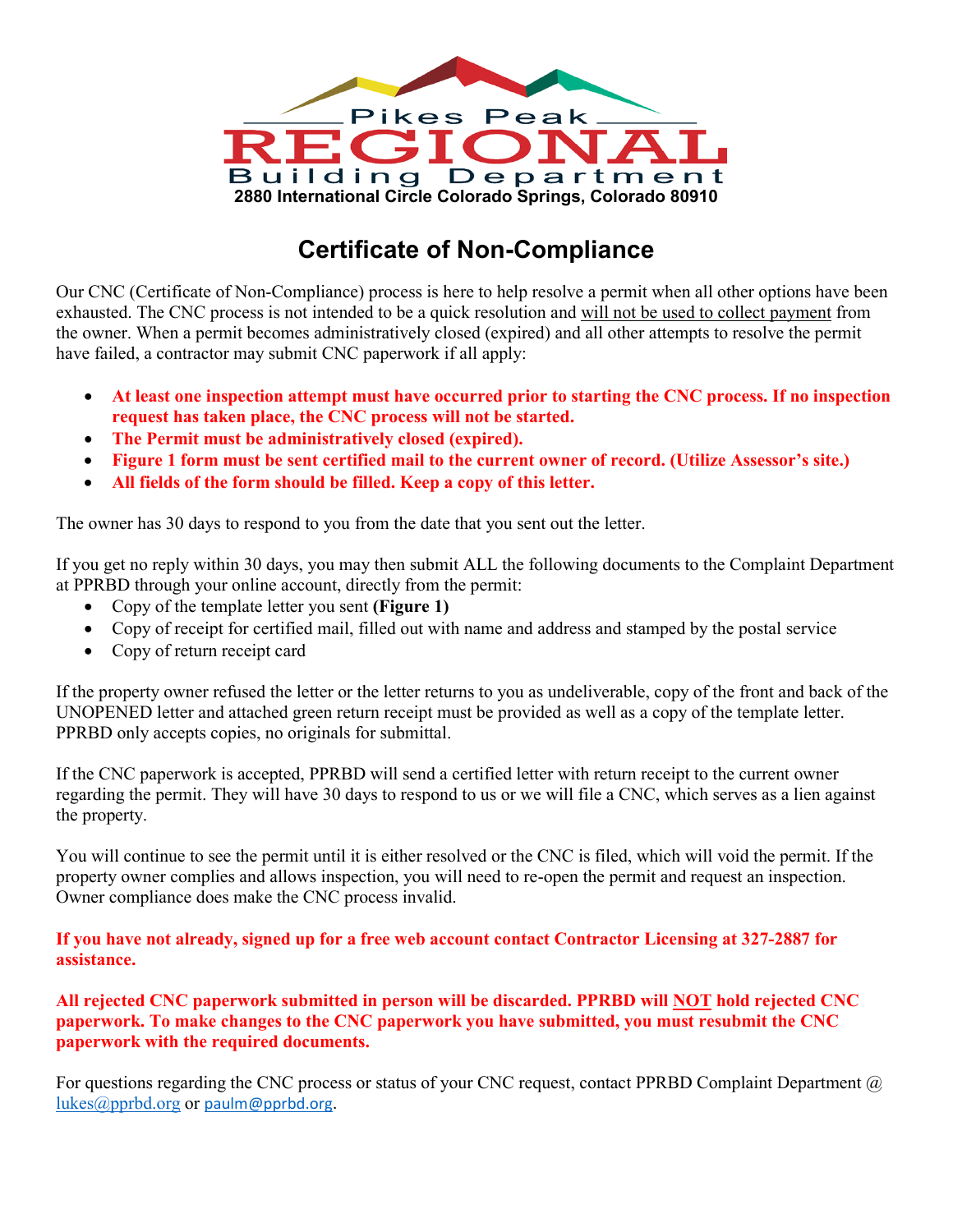Pikes Peak

REGIONAL

Building Department

2880 International Circle Colorado Springs, Colorado 80910

# Certificate of Non-Compliance

Our CNC (Certificate of Non-Compliance) process is here to help resolve a permit when all other options have been exhausted. The CNC process is not intended to be a quick resolution and will not be used to collect payment from the owner. When a permit becomes administratively closed (expired) and all other attempts to resolve the permit have failed, a contractor may submit CNC paperwork if all apply:

- **At least one inspection attempt must have occurred prior to starting the CNC process. If no inspection request has taken place, the CNC process will not be started.**
- **The Permit must be administratively closed (expired).**
- **Figure 1 form must be sent certified mail to the current owner of record. (Utilize Assessor's site.)**
- **All fields of the form should be filled. Keep a copy of this letter.**

The owner has 30 days to respond to you from the date that you sent out the letter.

If you get no reply within 30 days, you may then submit ALL the following documents to the Complaint Department at PPRBD through your online account, directly from the permit:

- Copy of the template letter you sent **(Figure 1)**
- Copy of receipt for certified mail, filled out with name and address and stamped by the postal service
- Copy of return receipt card

If the property owner refused the letter or the letter returns to you as undeliverable, copy of the front and back of the UNOPENED letter and attached green return receipt must be provided as well as a copy of the template letter. PPRBD only accepts copies, no originals for submittal.

If the CNC paperwork is accepted, PPRBD will send a certified letter with return receipt to the current owner regarding the permit. They will have 30 days to respond to us or we will file a CNC, which serves as a lien against the property.

You will continue to see the permit until it is either resolved or the CNC is filed, which will void the permit. If the property owner complies and allows inspection, you will need to re-open the permit and request an inspection. Owner compliance does make the CNC process invalid.

**If you have not already, signed up for a free web account contact Contractor Licensing at 327-2887 for assistance.**

**All rejected CNC paperwork submitted in person will be discarded. PPRBD will NOT hold rejected CNC paperwork. To make changes to the CNC paperwork you have submitted, you must resubmit the CNC paperwork with the required documents.**

For questions regarding the CNC process or status of your CNC request, contact PPRBD Complaint Department @ lukes@pprbd.org or paulm@pprbd.org.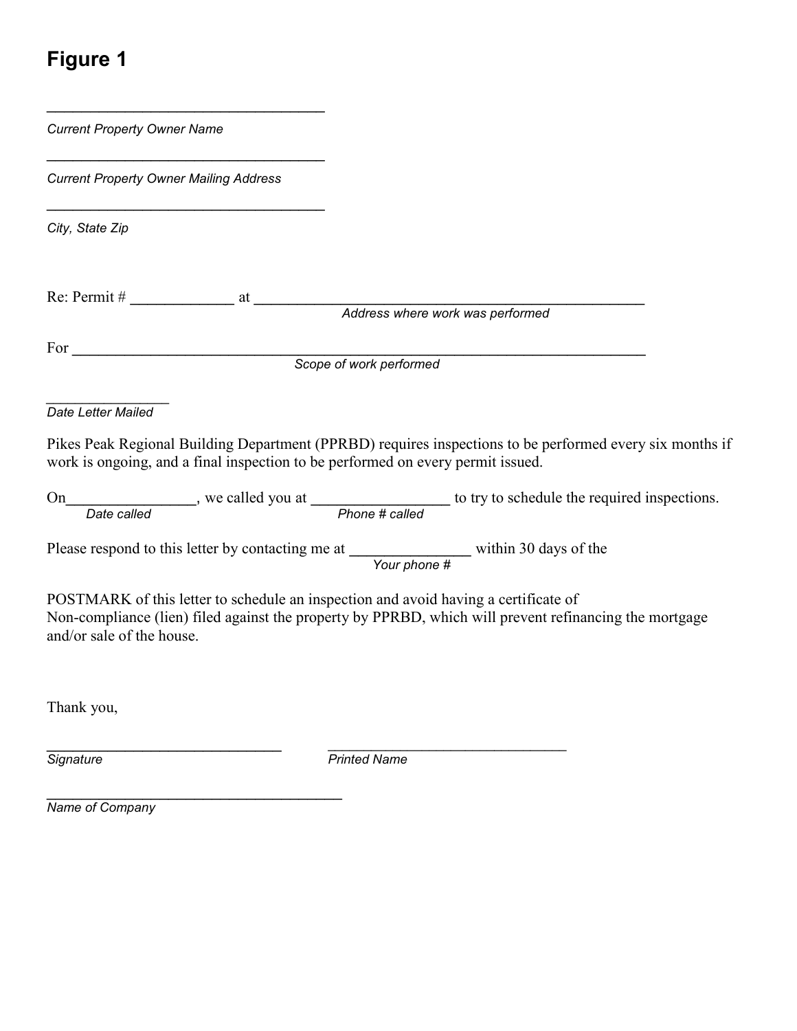# Figure 1

\_\_\_\_\_\_\_\_\_\_\_\_\_\_\_\_\_\_\_\_\_\_\_\_\_\_\_\_\_\_\_\_\_\_\_\_

*Current Property Owner Name*

\_\_\_\_\_\_\_\_\_\_\_\_\_\_\_\_\_\_\_\_\_\_\_\_\_\_\_\_\_\_\_\_\_\_\_\_

*Current Property Owner Mailing Address*

\_\_\_\_\_\_\_\_\_\_\_\_\_\_\_\_\_\_\_\_\_\_\_\_\_\_\_\_\_\_\_\_\_\_\_\_

*City, State Zip*

Re: Permit # \_\_\_\_\_\_\_\_\_\_\_\_\_ at \_\_\_\_\_\_\_\_\_\_\_\_\_\_\_\_\_\_\_\_\_\_\_\_\_\_\_\_\_\_\_\_\_\_\_\_\_\_\_\_\_\_\_\_\_\_\_\_\_\_
*Address where work was performed*

For \_\_\_\_\_\_\_\_\_\_\_\_\_\_\_\_\_\_\_\_\_\_\_\_\_\_\_\_\_\_\_\_\_\_\_\_\_\_\_\_\_\_\_\_\_\_\_\_\_\_\_\_\_\_\_\_\_\_\_\_\_\_\_\_\_\_\_\_\_\_\_\_
*Scope of work performed*

\_\_\_\_\_\_\_\_\_\_\_\_\_\_\_\_

*Date Letter Mailed*

Pikes Peak Regional Building Department (PPRBD) requires inspections to be performed every six months if work is ongoing, and a final inspection to be performed on every permit issued.

On\_\_\_\_\_\_\_\_\_\_\_\_\_\_\_\_, we called you at \_\_\_\_\_\_\_\_\_\_\_\_\_\_\_\_\_ to try to schedule the required inspections.
*Date called* *Phone # called*

Please respond to this letter by contacting me at \_\_\_\_\_\_\_\_\_\_\_\_\_\_\_ within 30 days of the
*Your phone #*

POSTMARK of this letter to schedule an inspection and avoid having a certificate of Non-compliance (lien) filed against the property by PPRBD, which will prevent refinancing the mortgage and/or sale of the house.

Thank you,

\_\_\_\_\_\_\_\_\_\_\_\_\_\_\_\_\_\_\_\_\_\_\_\_\_\_\_\_\_\_\_ \_\_\_\_\_\_\_\_\_\_\_\_\_\_\_\_\_\_\_\_\_\_\_\_\_\_\_\_\_\_\_
*Signature* *Printed Name*

\_\_\_\_\_\_\_\_\_\_\_\_\_\_\_\_\_\_\_\_\_\_\_\_\_\_\_\_\_\_\_\_\_\_\_\_\_\_

*Name of Company*